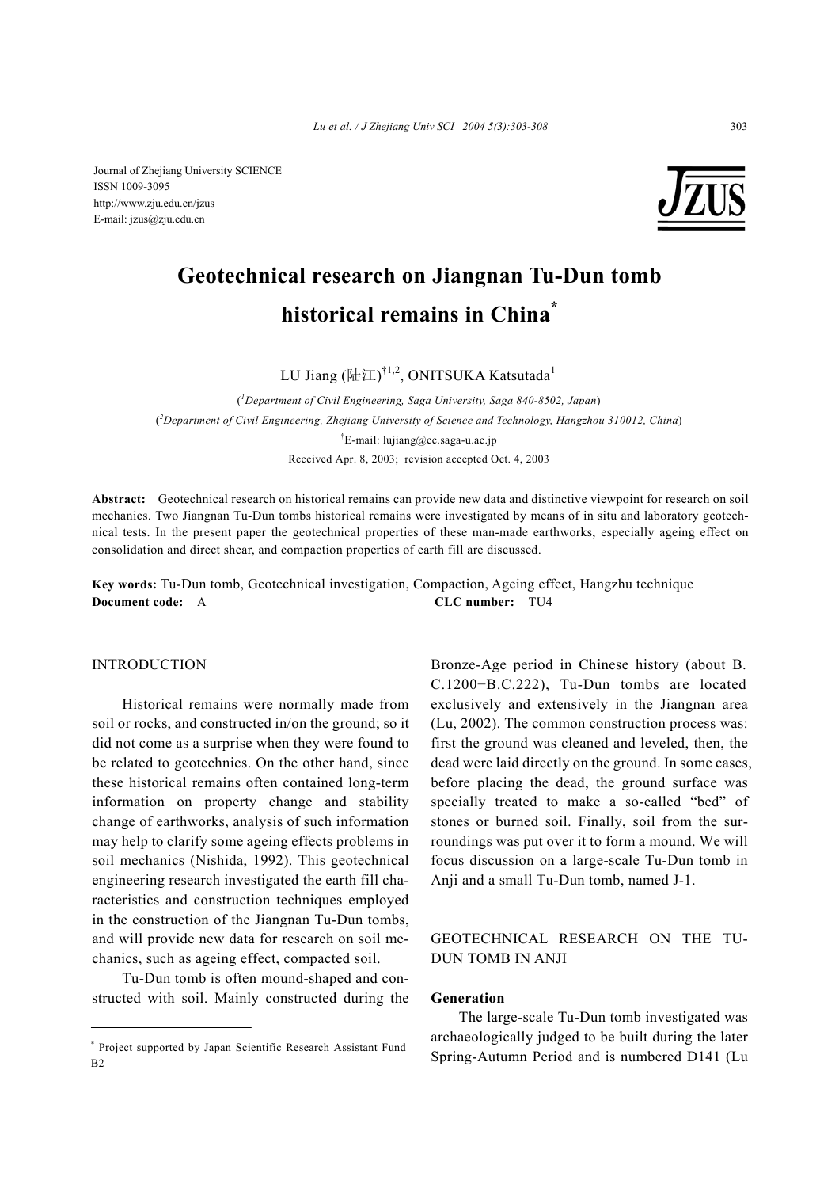Journal of Zhejiang University SCIENCE
ISSN 1009-3095
http://www.zju.edu.cn/jzus
E-mail: jzus@zju.edu.cn

# Geotechnical research on Jiangnan Tu-Dun tomb historical remains in China*

LU Jiang (陆江)[†1,2], ONITSUKA Katsutada[1]

([1]*Department of Civil Engineering, Saga University, Saga 840-8502, Japan*)

([2]*Department of Civil Engineering, Zhejiang University of Science and Technology, Hangzhou 310012, China*)

[†]E-mail: lujiang@cc.saga-u.ac.jp

Received Apr. 8, 2003; revision accepted Oct. 4, 2003

**Abstract:** Geotechnical research on historical remains can provide new data and distinctive viewpoint for research on soil mechanics. Two Jiangnan Tu-Dun tombs historical remains were investigated by means of in situ and laboratory geotechnical tests. In the present paper the geotechnical properties of these man-made earthworks, especially ageing effect on consolidation and direct shear, and compaction properties of earth fill are discussed.

**Key words:** Tu-Dun tomb, Geotechnical investigation, Compaction, Ageing effect, Hangzhu technique

**Document code:** A **CLC number:** TU4

## INTRODUCTION

Historical remains were normally made from soil or rocks, and constructed in/on the ground; so it did not come as a surprise when they were found to be related to geotechnics. On the other hand, since these historical remains often contained long-term information on property change and stability change of earthworks, analysis of such information may help to clarify some ageing effects problems in soil mechanics (Nishida, 1992). This geotechnical engineering research investigated the earth fill characteristics and construction techniques employed in the construction of the Jiangnan Tu-Dun tombs, and will provide new data for research on soil mechanics, such as ageing effect, compacted soil.

Tu-Dun tomb is often mound-shaped and constructed with soil. Mainly constructed during the Bronze-Age period in Chinese history (about B. C.1200−B.C.222), Tu-Dun tombs are located exclusively and extensively in the Jiangnan area (Lu, 2002). The common construction process was: first the ground was cleaned and leveled, then, the dead were laid directly on the ground. In some cases, before placing the dead, the ground surface was specially treated to make a so-called "bed" of stones or burned soil. Finally, soil from the surroundings was put over it to form a mound. We will focus discussion on a large-scale Tu-Dun tomb in Anji and a small Tu-Dun tomb, named J-1.

## GEOTECHNICAL RESEARCH ON THE TU-DUN TOMB IN ANJI

### Generation

The large-scale Tu-Dun tomb investigated was archaeologically judged to be built during the later Spring-Autumn Period and is numbered D141 (Lu

* Project supported by Japan Scientific Research Assistant Fund B2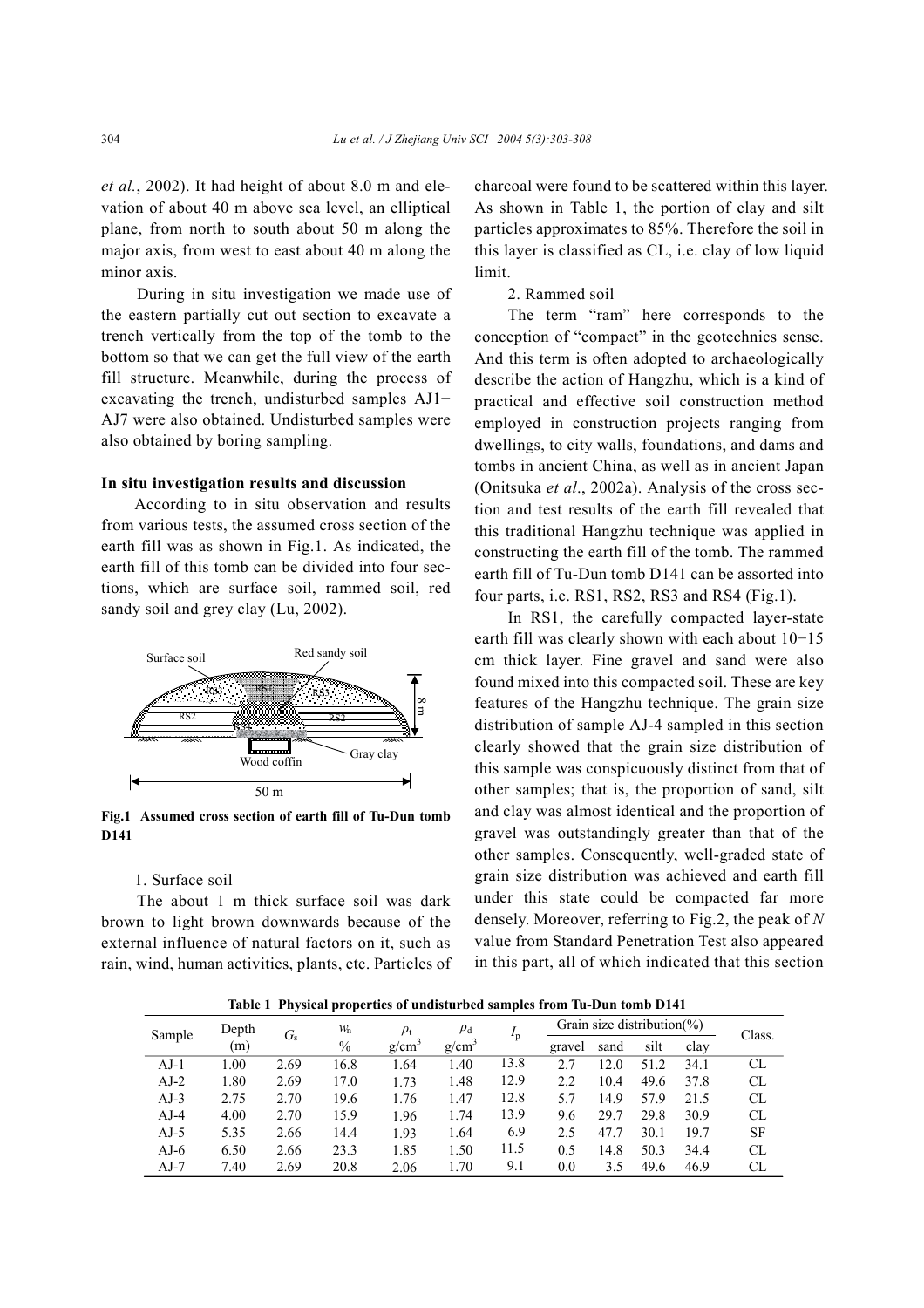*et al.*, 2002). It had height of about 8.0 m and elevation of about 40 m above sea level, an elliptical plane, from north to south about 50 m along the major axis, from west to east about 40 m along the minor axis.

During in situ investigation we made use of the eastern partially cut out section to excavate a trench vertically from the top of the tomb to the bottom so that we can get the full view of the earth fill structure. Meanwhile, during the process of excavating the trench, undisturbed samples AJ1−AJ7 were also obtained. Undisturbed samples were also obtained by boring sampling.

### In situ investigation results and discussion

According to in situ observation and results from various tests, the assumed cross section of the earth fill was as shown in Fig.1. As indicated, the earth fill of this tomb can be divided into four sections, which are surface soil, rammed soil, red sandy soil and grey clay (Lu, 2002).

**Fig.1 Assumed cross section of earth fill of Tu-Dun tomb D141**

1. Surface soil

The about 1 m thick surface soil was dark brown to light brown downwards because of the external influence of natural factors on it, such as rain, wind, human activities, plants, etc. Particles of charcoal were found to be scattered within this layer. As shown in Table 1, the portion of clay and silt particles approximates to 85%. Therefore the soil in this layer is classified as CL, i.e. clay of low liquid limit.

2. Rammed soil

The term "ram" here corresponds to the conception of "compact" in the geotechnics sense. And this term is often adopted to archaeologically describe the action of Hangzhu, which is a kind of practical and effective soil construction method employed in construction projects ranging from dwellings, to city walls, foundations, and dams and tombs in ancient China, as well as in ancient Japan (Onitsuka *et al*., 2002a). Analysis of the cross section and test results of the earth fill revealed that this traditional Hangzhu technique was applied in constructing the earth fill of the tomb. The rammed earth fill of Tu-Dun tomb D141 can be assorted into four parts, i.e. RS1, RS2, RS3 and RS4 (Fig.1).

In RS1, the carefully compacted layer-state earth fill was clearly shown with each about 10−15 cm thick layer. Fine gravel and sand were also found mixed into this compacted soil. These are key features of the Hangzhu technique. The grain size distribution of sample AJ-4 sampled in this section clearly showed that the grain size distribution of this sample was conspicuously distinct from that of other samples; that is, the proportion of sand, silt and clay was almost identical and the proportion of gravel was outstandingly greater than that of the other samples. Consequently, well-graded state of grain size distribution was achieved and earth fill under this state could be compacted far more densely. Moreover, referring to Fig.2, the peak of $N$ value from Standard Penetration Test also appeared in this part, all of which indicated that this section

**Table 1 Physical properties of undisturbed samples from Tu-Dun tomb D141**

| Sample | Depth (m) | $G_s$ | $w_n$ % | $\rho_t$ g/cm$^3$ | $\rho_d$ g/cm$^3$ | $I_p$ | Grain size distribution(%) | | | | Class. |
|---|---|---|---|---|---|---|---|---|---|---|---|
| | | | | | | | gravel | sand | silt | clay | |
| AJ-1 | 1.00 | 2.69 | 16.8 | 1.64 | 1.40 | 13.8 | 2.7 | 12.0 | 51.2 | 34.1 | CL |
| AJ-2 | 1.80 | 2.69 | 17.0 | 1.73 | 1.48 | 12.9 | 2.2 | 10.4 | 49.6 | 37.8 | CL |
| AJ-3 | 2.75 | 2.70 | 19.6 | 1.76 | 1.47 | 12.8 | 5.7 | 14.9 | 57.9 | 21.5 | CL |
| AJ-4 | 4.00 | 2.70 | 15.9 | 1.96 | 1.74 | 13.9 | 9.6 | 29.7 | 29.8 | 30.9 | CL |
| AJ-5 | 5.35 | 2.66 | 14.4 | 1.93 | 1.64 | 6.9 | 2.5 | 47.7 | 30.1 | 19.7 | SF |
| AJ-6 | 6.50 | 2.66 | 23.3 | 1.85 | 1.50 | 11.5 | 0.5 | 14.8 | 50.3 | 34.4 | CL |
| AJ-7 | 7.40 | 2.69 | 20.8 | 2.06 | 1.70 | 9.1 | 0.0 | 3.5 | 49.6 | 46.9 | CL |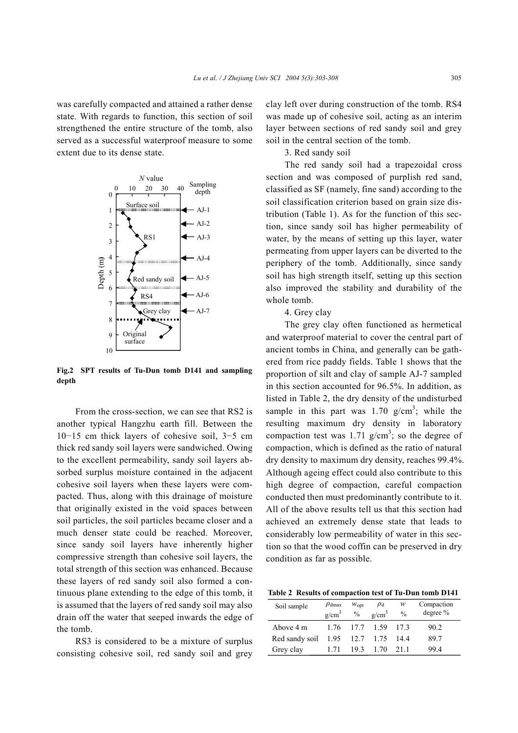was carefully compacted and attained a rather dense state. With regards to function, this section of soil strengthened the entire structure of the tomb, also served as a successful waterproof measure to some extent due to its dense state.

**Fig.2 SPT results of Tu-Dun tomb D141 and sampling depth**

From the cross-section, we can see that RS2 is another typical Hangzhu earth fill. Between the 10−15 cm thick layers of cohesive soil, 3−5 cm thick red sandy soil layers were sandwiched. Owing to the excellent permeability, sandy soil layers absorbed surplus moisture contained in the adjacent cohesive soil layers when these layers were compacted. Thus, along with this drainage of moisture that originally existed in the void spaces between soil particles, the soil particles became closer and a much denser state could be reached. Moreover, since sandy soil layers have inherently higher compressive strength than cohesive soil layers, the total strength of this section was enhanced. Because these layers of red sandy soil also formed a continuous plane extending to the edge of this tomb, it is assumed that the layers of red sandy soil may also drain off the water that seeped inwards the edge of the tomb.

RS3 is considered to be a mixture of surplus consisting cohesive soil, red sandy soil and grey clay left over during construction of the tomb. RS4 was made up of cohesive soil, acting as an interim layer between sections of red sandy soil and grey soil in the central section of the tomb.

3. Red sandy soil

The red sandy soil had a trapezoidal cross section and was composed of purplish red sand, classified as SF (namely, fine sand) according to the soil classification criterion based on grain size distribution (Table 1). As for the function of this section, since sandy soil has higher permeability of water, by the means of setting up this layer, water permeating from upper layers can be diverted to the periphery of the tomb. Additionally, since sandy soil has high strength itself, setting up this section also improved the stability and durability of the whole tomb.

4. Grey clay

The grey clay often functioned as hermetical and waterproof material to cover the central part of ancient tombs in China, and generally can be gathered from rice paddy fields. Table 1 shows that the proportion of silt and clay of sample AJ-7 sampled in this section accounted for 96.5%. In addition, as listed in Table 2, the dry density of the undisturbed sample in this part was 1.70 g/cm$^3$; while the resulting maximum dry density in laboratory compaction test was 1.71 g/cm$^3$; so the degree of compaction, which is defined as the ratio of natural dry density to maximum dry density, reaches 99.4%. Although ageing effect could also contribute to this high degree of compaction, careful compaction conducted then must predominantly contribute to it. All of the above results tell us that this section had achieved an extremely dense state that leads to considerably low permeability of water in this section so that the wood coffin can be preserved in dry condition as far as possible.

**Table 2 Results of compaction test of Tu-Dun tomb D141**

| Soil sample | $\rho_{dmax}$ g/cm$^3$ | $w_{opt}$ % | $\rho_d$ g/cm$^3$ | $w$ % | Compaction degree % |
|---|---|---|---|---|---|
| Above 4 m | 1.76 | 17.7 | 1.59 | 17.3 | 90.2 |
| Red sandy soil | 1.95 | 12.7 | 1.75 | 14.4 | 89.7 |
| Grey clay | 1.71 | 19.3 | 1.70 | 21.1 | 99.4 |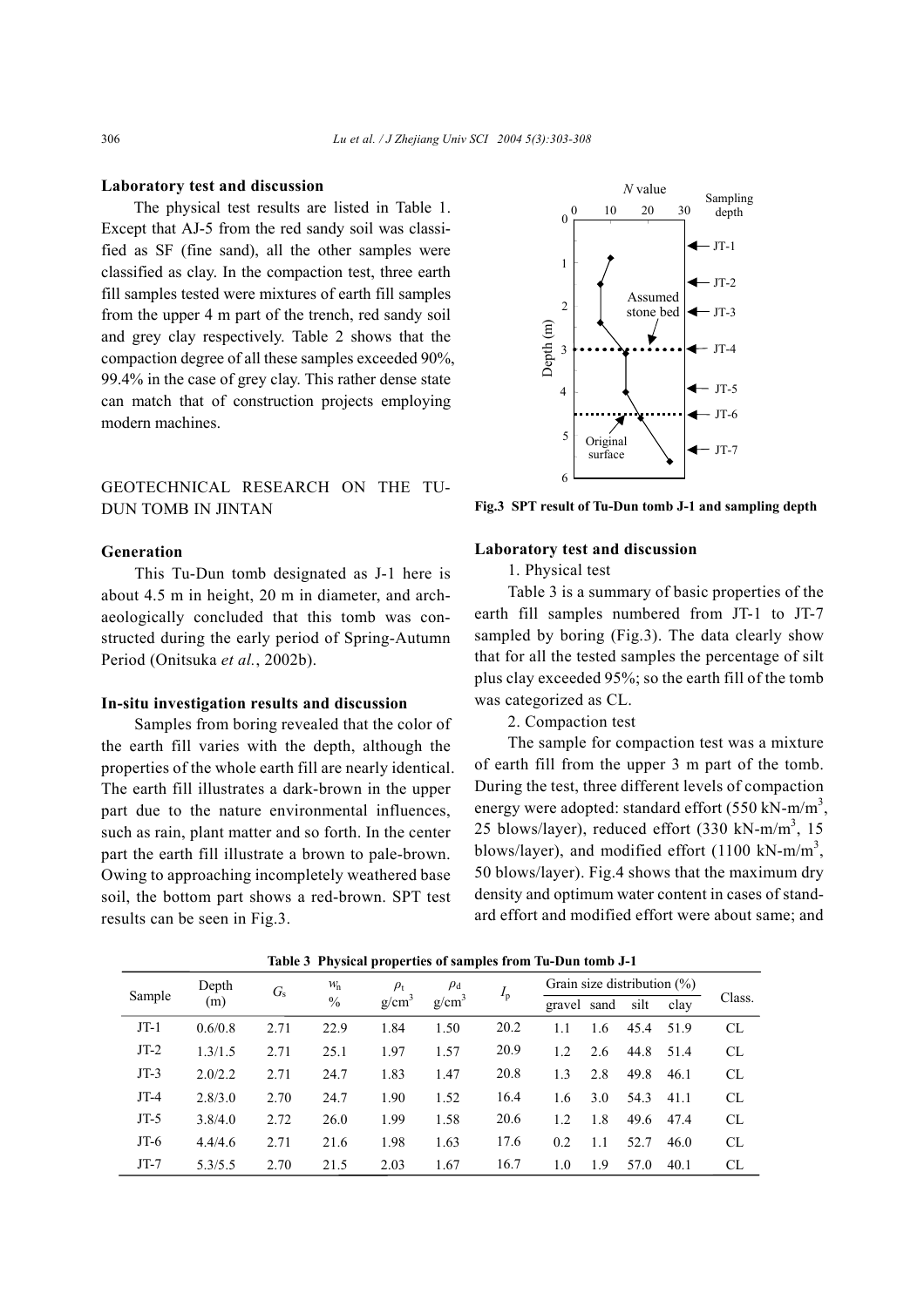### Laboratory test and discussion

The physical test results are listed in Table 1. Except that AJ-5 from the red sandy soil was classified as SF (fine sand), all the other samples were classified as clay. In the compaction test, three earth fill samples tested were mixtures of earth fill samples from the upper 4 m part of the trench, red sandy soil and grey clay respectively. Table 2 shows that the compaction degree of all these samples exceeded 90%, 99.4% in the case of grey clay. This rather dense state can match that of construction projects employing modern machines.

## GEOTECHNICAL RESEARCH ON THE TU-DUN TOMB IN JINTAN

### Generation

This Tu-Dun tomb designated as J-1 here is about 4.5 m in height, 20 m in diameter, and archaeologically concluded that this tomb was constructed during the early period of Spring-Autumn Period (Onitsuka *et al.*, 2002b).

### In-situ investigation results and discussion

Samples from boring revealed that the color of the earth fill varies with the depth, although the properties of the whole earth fill are nearly identical. The earth fill illustrates a dark-brown in the upper part due to the nature environmental influences, such as rain, plant matter and so forth. In the center part the earth fill illustrate a brown to pale-brown. Owing to approaching incompletely weathered base soil, the bottom part shows a red-brown. SPT test results can be seen in Fig.3.

**Fig.3 SPT result of Tu-Dun tomb J-1 and sampling depth**

### Laboratory test and discussion

1. Physical test

Table 3 is a summary of basic properties of the earth fill samples numbered from JT-1 to JT-7 sampled by boring (Fig.3). The data clearly show that for all the tested samples the percentage of silt plus clay exceeded 95%; so the earth fill of the tomb was categorized as CL.

2. Compaction test

The sample for compaction test was a mixture of earth fill from the upper 3 m part of the tomb. During the test, three different levels of compaction energy were adopted: standard effort (550 kN-m/m$^3$, 25 blows/layer), reduced effort (330 kN-m/m$^3$, 15 blows/layer), and modified effort (1100 kN-m/m$^3$, 50 blows/layer). Fig.4 shows that the maximum dry density and optimum water content in cases of standard effort and modified effort were about same; and

**Table 3 Physical properties of samples from Tu-Dun tomb J-1**

| Sample | Depth (m) | $G_s$ | $w_n$ % | $\rho_t$ g/cm$^3$ | $\rho_d$ g/cm$^3$ | $I_p$ | Grain size distribution (%) | | | | Class. |
|---|---|---|---|---|---|---|---|---|---|---|---|
| | | | | | | | gravel | sand | silt | clay | |
| JT-1 | 0.6/0.8 | 2.71 | 22.9 | 1.84 | 1.50 | 20.2 | 1.1 | 1.6 | 45.4 | 51.9 | CL |
| JT-2 | 1.3/1.5 | 2.71 | 25.1 | 1.97 | 1.57 | 20.9 | 1.2 | 2.6 | 44.8 | 51.4 | CL |
| JT-3 | 2.0/2.2 | 2.71 | 24.7 | 1.83 | 1.47 | 20.8 | 1.3 | 2.8 | 49.8 | 46.1 | CL |
| JT-4 | 2.8/3.0 | 2.70 | 24.7 | 1.90 | 1.52 | 16.4 | 1.6 | 3.0 | 54.3 | 41.1 | CL |
| JT-5 | 3.8/4.0 | 2.72 | 26.0 | 1.99 | 1.58 | 20.6 | 1.2 | 1.8 | 49.6 | 47.4 | CL |
| JT-6 | 4.4/4.6 | 2.71 | 21.6 | 1.98 | 1.63 | 17.6 | 0.2 | 1.1 | 52.7 | 46.0 | CL |
| JT-7 | 5.3/5.5 | 2.70 | 21.5 | 2.03 | 1.67 | 16.7 | 1.0 | 1.9 | 57.0 | 40.1 | CL |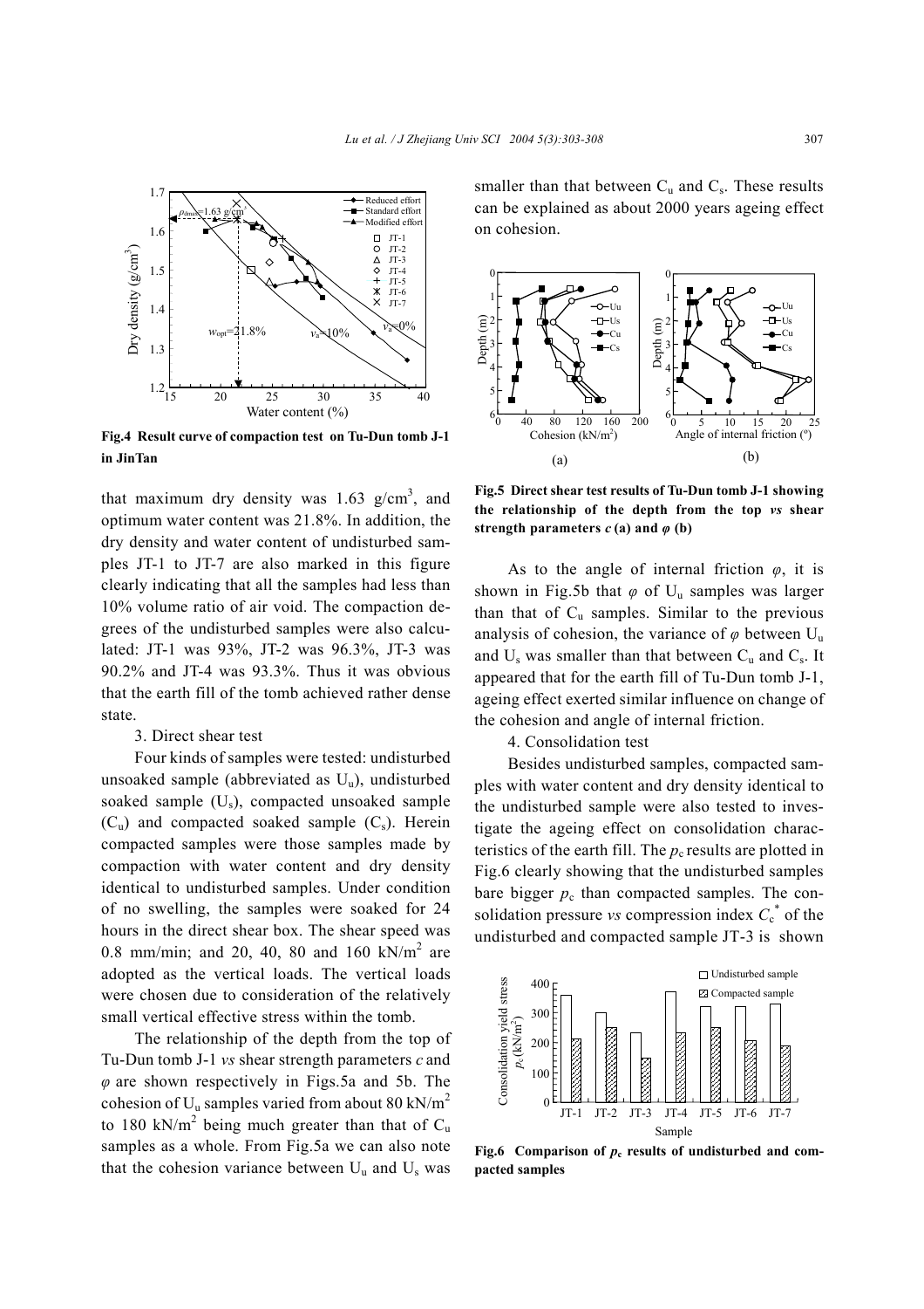Fig.4 **Result curve of compaction test on Tu-Dun tomb J-1 in JinTan**

that maximum dry density was 1.63 g/cm$^3$, and optimum water content was 21.8%. In addition, the dry density and water content of undisturbed samples JT-1 to JT-7 are also marked in this figure clearly indicating that all the samples had less than 10% volume ratio of air void. The compaction degrees of the undisturbed samples were also calculated: JT-1 was 93%, JT-2 was 96.3%, JT-3 was 90.2% and JT-4 was 93.3%. Thus it was obvious that the earth fill of the tomb achieved rather dense state.

3. Direct shear test

Four kinds of samples were tested: undisturbed unsoaked sample (abbreviated as $U_u$), undisturbed soaked sample ($U_s$), compacted unsoaked sample ($C_u$) and compacted soaked sample ($C_s$). Herein compacted samples were those samples made by compaction with water content and dry density identical to undisturbed samples. Under condition of no swelling, the samples were soaked for 24 hours in the direct shear box. The shear speed was 0.8 mm/min; and 20, 40, 80 and 160 kN/m$^2$ are adopted as the vertical loads. The vertical loads were chosen due to consideration of the relatively small vertical effective stress within the tomb.

The relationship of the depth from the top of Tu-Dun tomb J-1 *vs* shear strength parameters *c* and *φ* are shown respectively in Figs.5a and 5b. The cohesion of $U_u$ samples varied from about 80 kN/m$^2$ to 180 kN/m$^2$ being much greater than that of $C_u$ samples as a whole. From Fig.5a we can also note that the cohesion variance between $U_u$ and $U_s$ was smaller than that between $C_u$ and $C_s$. These results can be explained as about 2000 years ageing effect on cohesion.

**Fig.5 Direct shear test results of Tu-Dun tomb J-1 showing the relationship of the depth from the top *vs* shear strength parameters *c* (a) and *φ* (b)**

As to the angle of internal friction *φ*, it is shown in Fig.5b that *φ* of $U_u$ samples was larger than that of $C_u$ samples. Similar to the previous analysis of cohesion, the variance of *φ* between $U_u$ and $U_s$ was smaller than that between $C_u$ and $C_s$. It appeared that for the earth fill of Tu-Dun tomb J-1, ageing effect exerted similar influence on change of the cohesion and angle of internal friction.

4. Consolidation test

Besides undisturbed samples, compacted samples with water content and dry density identical to the undisturbed sample were also tested to investigate the ageing effect on consolidation characteristics of the earth fill. The $p_c$ results are plotted in Fig.6 clearly showing that the undisturbed samples bare bigger $p_c$ than compacted samples. The consolidation pressure *vs* compression index $C_c^*$ of the undisturbed and compacted sample JT-3 is shown

**Fig.6 Comparison of $p_c$ results of undisturbed and compacted samples**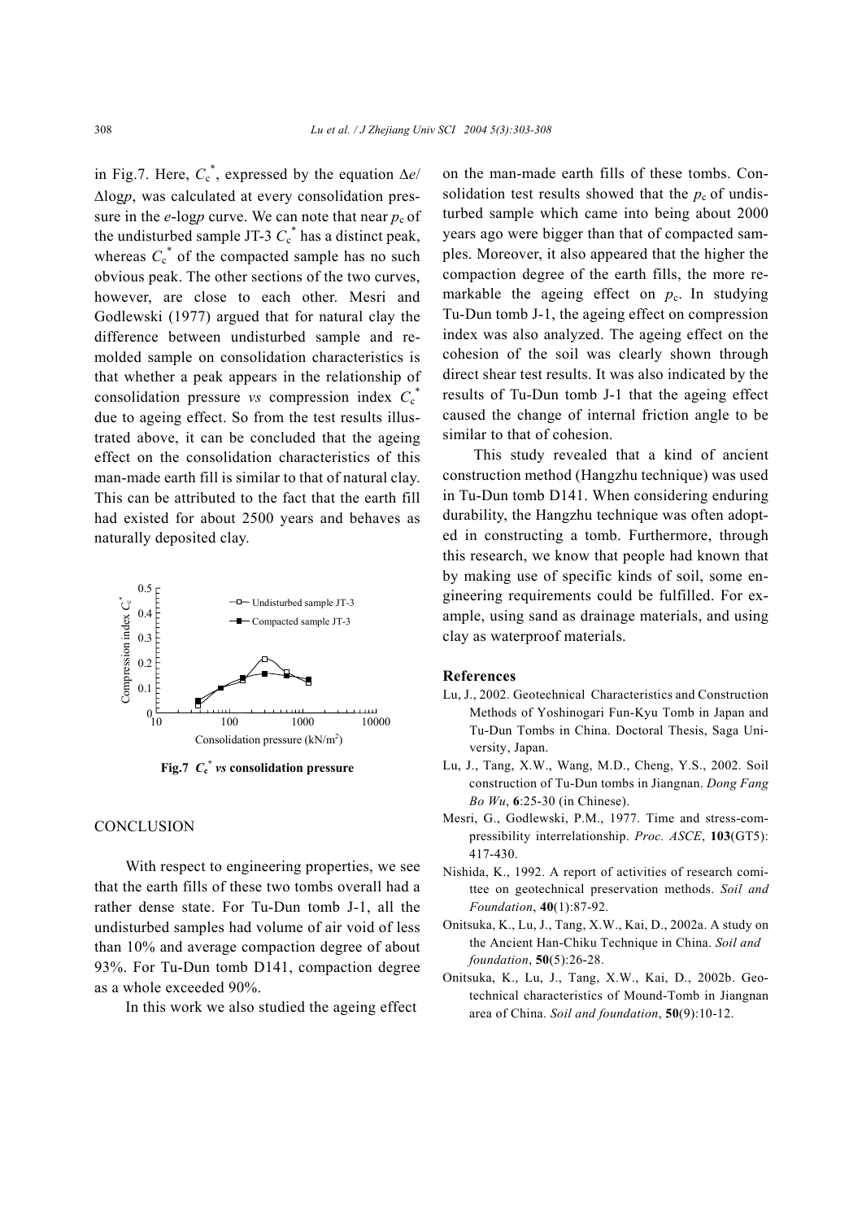in Fig.7. Here, $C_c^*$, expressed by the equation $\Delta e/\Delta \log p$, was calculated at every consolidation pressure in the $e$-log$p$ curve. We can note that near $p_c$ of the undisturbed sample JT-3 $C_c^*$ has a distinct peak, whereas $C_c^*$ of the compacted sample has no such obvious peak. The other sections of the two curves, however, are close to each other. Mesri and Godlewski (1977) argued that for natural clay the difference between undisturbed sample and remolded sample on consolidation characteristics is that whether a peak appears in the relationship of consolidation pressure *vs* compression index $C_c^*$ due to ageing effect. So from the test results illustrated above, it can be concluded that the ageing effect on the consolidation characteristics of this man-made earth fill is similar to that of natural clay. This can be attributed to the fact that the earth fill had existed for about 2500 years and behaves as naturally deposited clay.

Compression index $C_c^*$

0.5
0.4
0.3
0.2
0.1
0

10 100 1000 10000

Consolidation pressure (kN/m$^2$)

Undisturbed sample JT-3
Compacted sample JT-3

**Fig.7 $C_c^*$ *vs* consolidation pressure**

## CONCLUSION

With respect to engineering properties, we see that the earth fills of these two tombs overall had a rather dense state. For Tu-Dun tomb J-1, all the undisturbed samples had volume of air void of less than 10% and average compaction degree of about 93%. For Tu-Dun tomb D141, compaction degree as a whole exceeded 90%.

In this work we also studied the ageing effect on the man-made earth fills of these tombs. Consolidation test results showed that the $p_c$ of undisturbed sample which came into being about 2000 years ago were bigger than that of compacted samples. Moreover, it also appeared that the higher the compaction degree of the earth fills, the more remarkable the ageing effect on $p_c$. In studying Tu-Dun tomb J-1, the ageing effect on compression index was also analyzed. The ageing effect on the cohesion of the soil was clearly shown through direct shear test results. It was also indicated by the results of Tu-Dun tomb J-1 that the ageing effect caused the change of internal friction angle to be similar to that of cohesion.

This study revealed that a kind of ancient construction method (Hangzhu technique) was used in Tu-Dun tomb D141. When considering enduring durability, the Hangzhu technique was often adopted in constructing a tomb. Furthermore, through this research, we know that people had known that by making use of specific kinds of soil, some engineering requirements could be fulfilled. For example, using sand as drainage materials, and using clay as waterproof materials.

## References

Lu, J., 2002. Geotechnical Characteristics and Construction Methods of Yoshinogari Fun-Kyu Tomb in Japan and Tu-Dun Tombs in China. Doctoral Thesis, Saga University, Japan.

Lu, J., Tang, X.W., Wang, M.D., Cheng, Y.S., 2002. Soil construction of Tu-Dun tombs in Jiangnan. *Dong Fang Bo Wu*, **6**:25-30 (in Chinese).

Mesri, G., Godlewski, P.M., 1977. Time and stress-compressibility interrelationship. *Proc. ASCE*, **103**(GT5): 417-430.

Nishida, K., 1992. A report of activities of research comittee on geotechnical preservation methods. *Soil and Foundation*, **40**(1):87-92.

Onitsuka, K., Lu, J., Tang, X.W., Kai, D., 2002a. A study on the Ancient Han-Chiku Technique in China. *Soil and foundation*, **50**(5):26-28.

Onitsuka, K., Lu, J., Tang, X.W., Kai, D., 2002b. Geotechnical characteristics of Mound-Tomb in Jiangnan area of China. *Soil and foundation*, **50**(9):10-12.